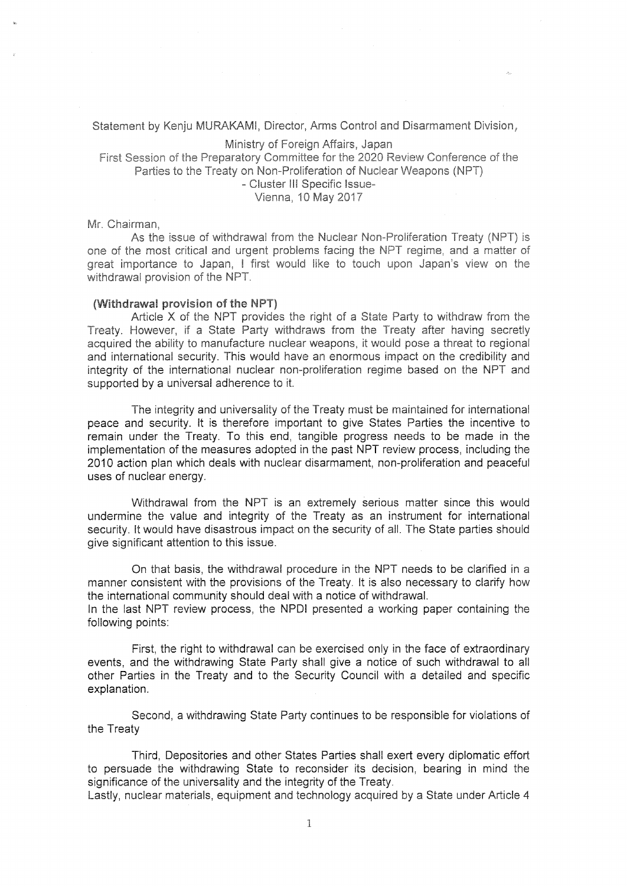Statement by Kenju MURAKAMI, Director, Arms Control and Disarmament Division,

Ministry of Foreign Affairs, Japan

First Session of the Preparatory Committee for the 2020 Review Conference of the Parties to the Treaty on Non-Proliferation of Nuclear Weapons (NPT)

- Cluster III Specific Issue-

Vienna, 10 May 2017

Mr. Chairman,

As the issue of withdrawal from the Nuclear Non-Proliferation Treaty (NPT) is one of the most critical and urgent problems facing the NPT regime, and a matter of great importance to Japan, I first would like to touch upon Japan's view on the withdrawal provision of the NPT.

**(Withdrawal provision of the NPT)**

Article X of the NPT provides the right of a State Party to withdraw from the Treaty. However, if a State Party withdraws from the Treaty after having secretly acquired the ability to manufacture nuclear weapons, it would pose a threat to regional and international security. This would have an enormous impact on the credibility and integrity of the international nuclear non-proliferation regime based on the NPT and supported by a universal adherence to it.

The integrity and universality of the Treaty must be maintained for international peace and security. It is therefore important to give States Parties the incentive to remain under the Treaty. To this end, tangible progress needs to be made in the implementation of the measures adopted in the past NPT review process, including the 2010 action plan which deals with nuclear disarmament, non-proliferation and peaceful uses of nuclear energy.

Withdrawal from the NPT is an extremely serious matter since this would undermine the value and integrity of the Treaty as an instrument for international security. It would have disastrous impact on the security of all. The State parties should give significant attention to this issue.

On that basis, the withdrawal procedure in the NPT needs to be clarified in a manner consistent with the provisions of the Treaty. It is also necessary to clarify how the international community should deal with a notice of withdrawal.

In the last NPT review process, the NPDI presented a working paper containing the following points:

First, the right to withdrawal can be exercised only in the face of extraordinary events, and the withdrawing State Party shall give a notice of such withdrawal to all other Parties in the Treaty and to the Security Council with a detailed and specific explanation.

Second, a withdrawing State Party continues to be responsible for violations of the Treaty

Third, Depositories and other States Parties shall exert every diplomatic effort to persuade the withdrawing State to reconsider its decision, bearing in mind the significance of the universality and the integrity of the Treaty.

Lastly, nuclear materials, equipment and technology acquired by a State under Article 4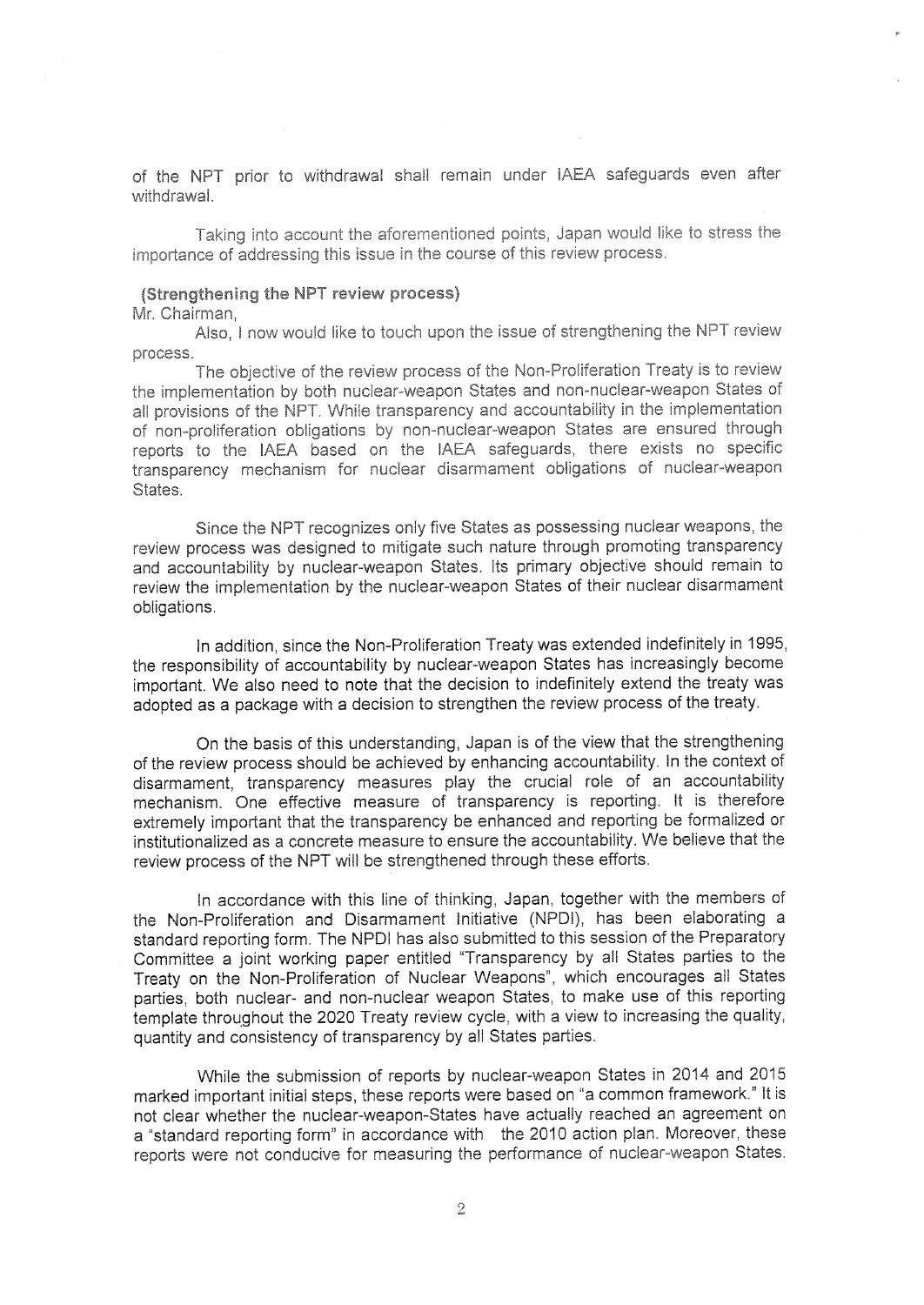of the NPT prior to withdrawal shall remain under IAEA safeguards even after withdrawal.

Taking into account the aforementioned points, Japan would like to stress the importance of addressing this issue in the course of this review process.

**(Strengthening the NPT review process)**

Mr. Chairman,

Also, I now would like to touch upon the issue of strengthening the NPT review process.

The objective of the review process of the Non-Proliferation Treaty is to review the implementation by both nuclear-weapon States and non-nuclear-weapon States of all provisions of the NPT. While transparency and accountability in the implementation of non-proliferation obligations by non-nuclear-weapon States are ensured through reports to the IAEA based on the IAEA safeguards, there exists no specific transparency mechanism for nuclear disarmament obligations of nuclear-weapon States.

Since the NPT recognizes only five States as possessing nuclear weapons, the review process was designed to mitigate such nature through promoting transparency and accountability by nuclear-weapon States. Its primary objective should remain to review the implementation by the nuclear-weapon States of their nuclear disarmament obligations.

In addition, since the Non-Proliferation Treaty was extended indefinitely in 1995, the responsibility of accountability by nuclear-weapon States has increasingly become important. We also need to note that the decision to indefinitely extend the treaty was adopted as a package with a decision to strengthen the review process of the treaty.

On the basis of this understanding, Japan is of the view that the strengthening of the review process should be achieved by enhancing accountability. In the context of disarmament, transparency measures play the crucial role of an accountability mechanism. One effective measure of transparency is reporting. It is therefore extremely important that the transparency be enhanced and reporting be formalized or institutionalized as a concrete measure to ensure the accountability. We believe that the review process of the NPT will be strengthened through these efforts.

In accordance with this line of thinking, Japan, together with the members of the Non-Proliferation and Disarmament Initiative (NPDI), has been elaborating a standard reporting form. The NPDI has also submitted to this session of the Preparatory Committee a joint working paper entitled "Transparency by all States parties to the Treaty on the Non-Proliferation of Nuclear Weapons", which encourages all States parties, both nuclear- and non-nuclear weapon States, to make use of this reporting template throughout the 2020 Treaty review cycle, with a view to increasing the quality, quantity and consistency of transparency by all States parties.

While the submission of reports by nuclear-weapon States in 2014 and 2015 marked important initial steps, these reports were based on "a common framework." It is not clear whether the nuclear-weapon-States have actually reached an agreement on a "standard reporting form" in accordance with the 2010 action plan. Moreover, these reports were not conducive for measuring the performance of nuclear-weapon States.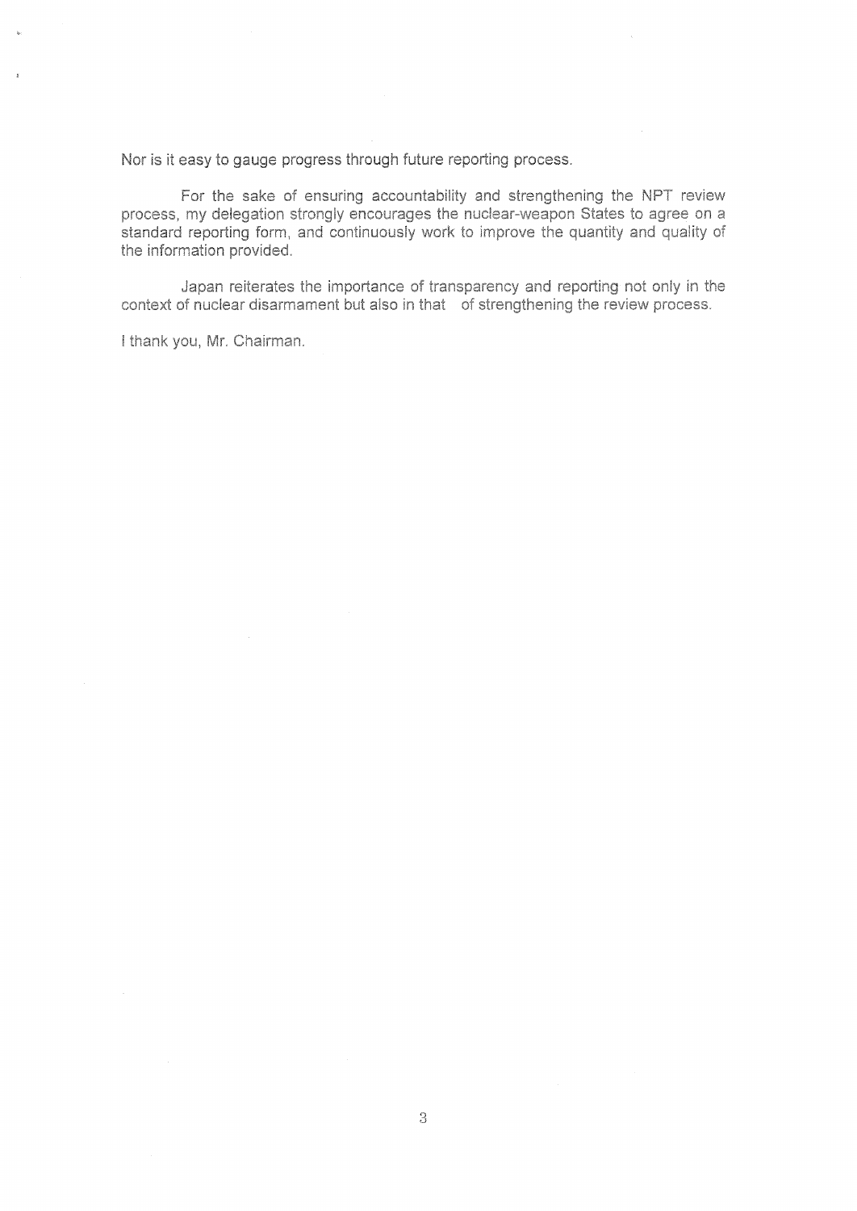Nor is it easy to gauge progress through future reporting process.

For the sake of ensuring accountability and strengthening the NPT review process, my delegation strongly encourages the nuclear-weapon States to agree on a standard reporting form, and continuously work to improve the quantity and quality of the information provided.

Japan reiterates the importance of transparency and reporting not only in the context of nuclear disarmament but also in that of strengthening the review process.

I thank you, Mr. Chairman.